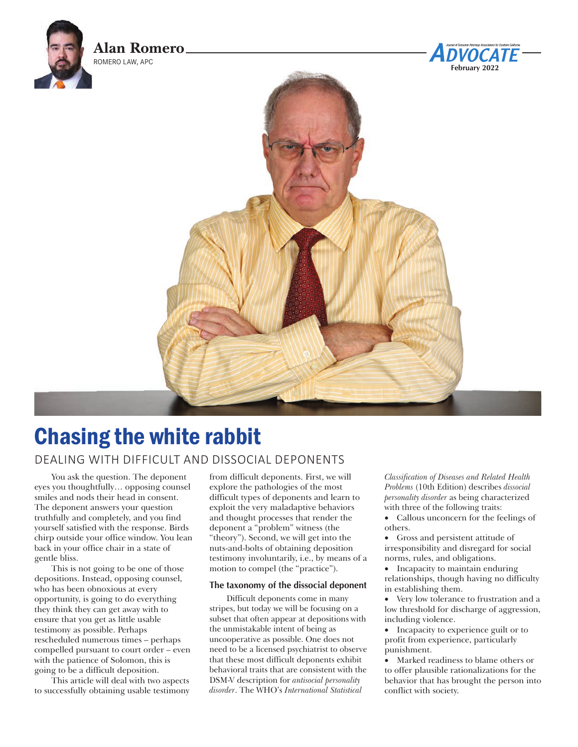**Alan Romero**
ROMERO LAW, APC

# Chasing the white rabbit

## DEALING WITH DIFFICULT AND DISSOCIAL DEPONENTS

You ask the question. The deponent eyes you thoughtfully… opposing counsel smiles and nods their head in consent. The deponent answers your question truthfully and completely, and you find yourself satisfied with the response. Birds chirp outside your office window. You lean back in your office chair in a state of gentle bliss.

This is not going to be one of those depositions. Instead, opposing counsel, who has been obnoxious at every opportunity, is going to do everything they think they can get away with to ensure that you get as little usable testimony as possible. Perhaps rescheduled numerous times – perhaps compelled pursuant to court order – even with the patience of Solomon, this is going to be a difficult deposition.

This article will deal with two aspects to successfully obtaining usable testimony from difficult deponents. First, we will explore the pathologies of the most difficult types of deponents and learn to exploit the very maladaptive behaviors and thought processes that render the deponent a "problem" witness (the "theory"). Second, we will get into the nuts-and-bolts of obtaining deposition testimony involuntarily, i.e., by means of a motion to compel (the "practice").

### The taxonomy of the dissocial deponent

Difficult deponents come in many stripes, but today we will be focusing on a subset that often appear at depositions with the unmistakable intent of being as uncooperative as possible. One does not need to be a licensed psychiatrist to observe that these most difficult deponents exhibit behavioral traits that are consistent with the DSM-V description for *antisocial personality disorder*. The WHO's *International Statistical Classification of Diseases and Related Health Problems* (10th Edition) describes *dissocial personality disorder* as being characterized with three of the following traits:

- Callous unconcern for the feelings of others.
- Gross and persistent attitude of irresponsibility and disregard for social norms, rules, and obligations.
- Incapacity to maintain enduring relationships, though having no difficulty in establishing them.
- Very low tolerance to frustration and a low threshold for discharge of aggression, including violence.
- Incapacity to experience guilt or to profit from experience, particularly punishment.
- Marked readiness to blame others or to offer plausible rationalizations for the behavior that has brought the person into conflict with society.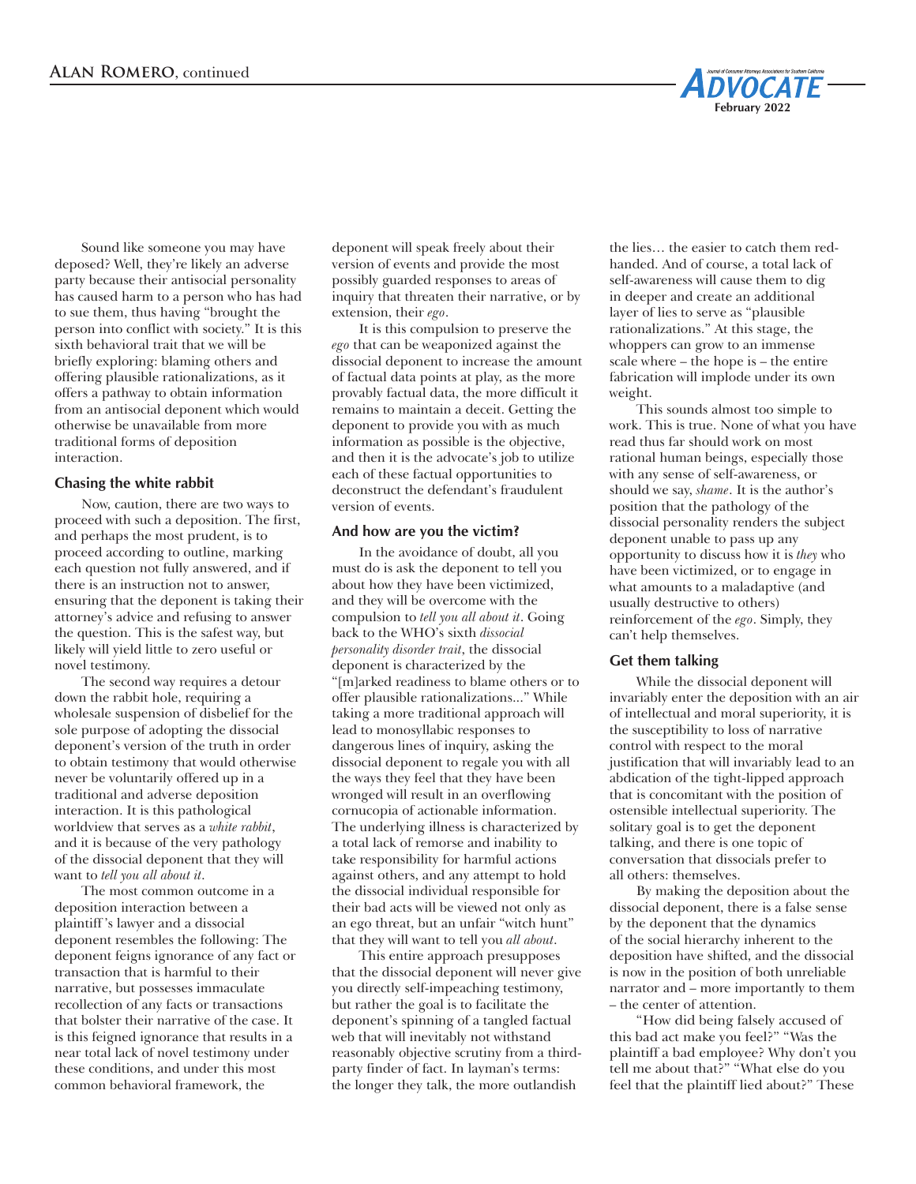Sound like someone you may have deposed? Well, they're likely an adverse party because their antisocial personality has caused harm to a person who has had to sue them, thus having "brought the person into conflict with society." It is this sixth behavioral trait that we will be briefly exploring: blaming others and offering plausible rationalizations, as it offers a pathway to obtain information from an antisocial deponent which would otherwise be unavailable from more traditional forms of deposition interaction.

### Chasing the white rabbit

Now, caution, there are two ways to proceed with such a deposition. The first, and perhaps the most prudent, is to proceed according to outline, marking each question not fully answered, and if there is an instruction not to answer, ensuring that the deponent is taking their attorney's advice and refusing to answer the question. This is the safest way, but likely will yield little to zero useful or novel testimony.

The second way requires a detour down the rabbit hole, requiring a wholesale suspension of disbelief for the sole purpose of adopting the dissocial deponent's version of the truth in order to obtain testimony that would otherwise never be voluntarily offered up in a traditional and adverse deposition interaction. It is this pathological worldview that serves as a *white rabbit*, and it is because of the very pathology of the dissocial deponent that they will want to *tell you all about it*.

The most common outcome in a deposition interaction between a plaintiff's lawyer and a dissocial deponent resembles the following: The deponent feigns ignorance of any fact or transaction that is harmful to their narrative, but possesses immaculate recollection of any facts or transactions that bolster their narrative of the case. It is this feigned ignorance that results in a near total lack of novel testimony under these conditions, and under this most common behavioral framework, the deponent will speak freely about their version of events and provide the most possibly guarded responses to areas of inquiry that threaten their narrative, or by extension, their *ego*.

It is this compulsion to preserve the *ego* that can be weaponized against the dissocial deponent to increase the amount of factual data points at play, as the more provably factual data, the more difficult it remains to maintain a deceit. Getting the deponent to provide you with as much information as possible is the objective, and then it is the advocate's job to utilize each of these factual opportunities to deconstruct the defendant's fraudulent version of events.

### And how are you the victim?

In the avoidance of doubt, all you must do is ask the deponent to tell you about how they have been victimized, and they will be overcome with the compulsion to *tell you all about it*. Going back to the WHO's sixth *dissocial personality disorder trait*, the dissocial deponent is characterized by the "[m]arked readiness to blame others or to offer plausible rationalizations..." While taking a more traditional approach will lead to monosyllabic responses to dangerous lines of inquiry, asking the dissocial deponent to regale you with all the ways they feel that they have been wronged will result in an overflowing cornucopia of actionable information. The underlying illness is characterized by a total lack of remorse and inability to take responsibility for harmful actions against others, and any attempt to hold the dissocial individual responsible for their bad acts will be viewed not only as an ego threat, but an unfair "witch hunt" that they will want to tell you *all about*.

This entire approach presupposes that the dissocial deponent will never give you directly self-impeaching testimony, but rather the goal is to facilitate the deponent's spinning of a tangled factual web that will inevitably not withstand reasonably objective scrutiny from a third-party finder of fact. In layman's terms: the longer they talk, the more outlandish the lies… the easier to catch them red-handed. And of course, a total lack of self-awareness will cause them to dig in deeper and create an additional layer of lies to serve as "plausible rationalizations." At this stage, the whoppers can grow to an immense scale where – the hope is – the entire fabrication will implode under its own weight.

This sounds almost too simple to work. This is true. None of what you have read thus far should work on most rational human beings, especially those with any sense of self-awareness, or should we say, *shame*. It is the author's position that the pathology of the dissocial personality renders the subject deponent unable to pass up any opportunity to discuss how it is *they* who have been victimized, or to engage in what amounts to a maladaptive (and usually destructive to others) reinforcement of the *ego*. Simply, they can't help themselves.

### Get them talking

While the dissocial deponent will invariably enter the deposition with an air of intellectual and moral superiority, it is the susceptibility to loss of narrative control with respect to the moral justification that will invariably lead to an abdication of the tight-lipped approach that is concomitant with the position of ostensible intellectual superiority. The solitary goal is to get the deponent talking, and there is one topic of conversation that dissocials prefer to all others: themselves.

By making the deposition about the dissocial deponent, there is a false sense by the deponent that the dynamics of the social hierarchy inherent to the deposition have shifted, and the dissocial is now in the position of both unreliable narrator and – more importantly to them – the center of attention.

"How did being falsely accused of this bad act make you feel?" "Was the plaintiff a bad employee? Why don't you tell me about that?" "What else do you feel that the plaintiff lied about?" These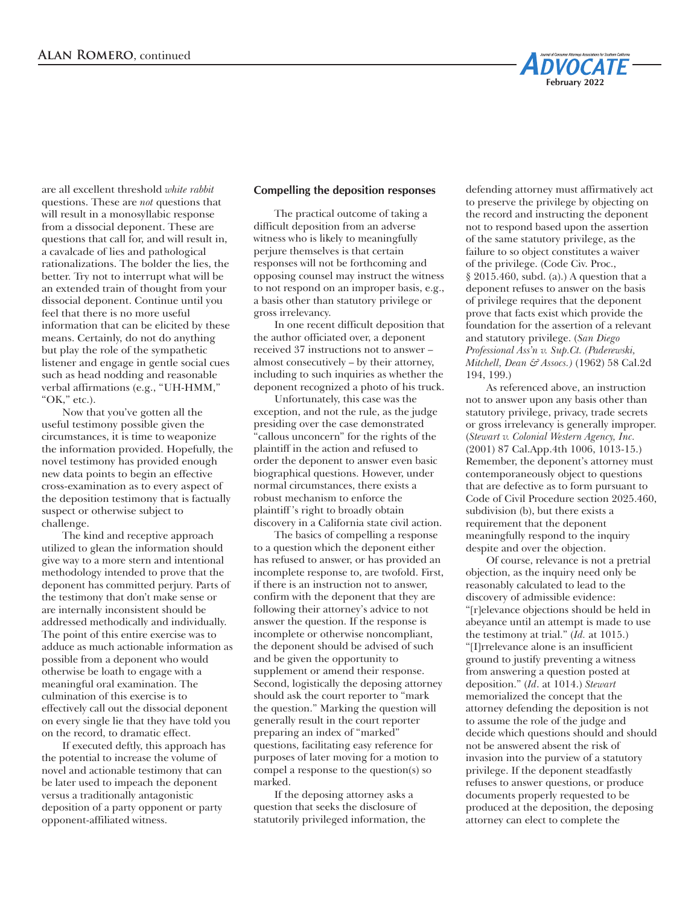are all excellent threshold *white rabbit* questions. These are *not* questions that will result in a monosyllabic response from a dissocial deponent. These are questions that call for, and will result in, a cavalcade of lies and pathological rationalizations. The bolder the lies, the better. Try not to interrupt what will be an extended train of thought from your dissocial deponent. Continue until you feel that there is no more useful information that can be elicited by these means. Certainly, do not do anything but play the role of the sympathetic listener and engage in gentle social cues such as head nodding and reasonable verbal affirmations (e.g., "UH-HMM," "OK," etc.).

Now that you've gotten all the useful testimony possible given the circumstances, it is time to weaponize the information provided. Hopefully, the novel testimony has provided enough new data points to begin an effective cross-examination as to every aspect of the deposition testimony that is factually suspect or otherwise subject to challenge.

The kind and receptive approach utilized to glean the information should give way to a more stern and intentional methodology intended to prove that the deponent has committed perjury. Parts of the testimony that don't make sense or are internally inconsistent should be addressed methodically and individually. The point of this entire exercise was to adduce as much actionable information as possible from a deponent who would otherwise be loath to engage with a meaningful oral examination. The culmination of this exercise is to effectively call out the dissocial deponent on every single lie that they have told you on the record, to dramatic effect.

If executed deftly, this approach has the potential to increase the volume of novel and actionable testimony that can be later used to impeach the deponent versus a traditionally antagonistic deposition of a party opponent or party opponent-affiliated witness.

**Compelling the deposition responses**

The practical outcome of taking a difficult deposition from an adverse witness who is likely to meaningfully perjure themselves is that certain responses will not be forthcoming and opposing counsel may instruct the witness to not respond on an improper basis, e.g., a basis other than statutory privilege or gross irrelevancy.

In one recent difficult deposition that the author officiated over, a deponent received 37 instructions not to answer – almost consecutively – by their attorney, including to such inquiries as whether the deponent recognized a photo of his truck.

Unfortunately, this case was the exception, and not the rule, as the judge presiding over the case demonstrated "callous unconcern" for the rights of the plaintiff in the action and refused to order the deponent to answer even basic biographical questions. However, under normal circumstances, there exists a robust mechanism to enforce the plaintiff's right to broadly obtain discovery in a California state civil action.

The basics of compelling a response to a question which the deponent either has refused to answer, or has provided an incomplete response to, are twofold. First, if there is an instruction not to answer, confirm with the deponent that they are following their attorney's advice to not answer the question. If the response is incomplete or otherwise noncompliant, the deponent should be advised of such and be given the opportunity to supplement or amend their response. Second, logistically the deposing attorney should ask the court reporter to "mark the question." Marking the question will generally result in the court reporter preparing an index of "marked" questions, facilitating easy reference for purposes of later moving for a motion to compel a response to the question(s) so marked.

If the deposing attorney asks a question that seeks the disclosure of statutorily privileged information, the defending attorney must affirmatively act to preserve the privilege by objecting on the record and instructing the deponent not to respond based upon the assertion of the same statutory privilege, as the failure to so object constitutes a waiver of the privilege. (Code Civ. Proc., § 2015.460, subd. (a).) A question that a deponent refuses to answer on the basis of privilege requires that the deponent prove that facts exist which provide the foundation for the assertion of a relevant and statutory privilege. (*San Diego Professional Ass'n v. Sup.Ct. (Paderewski, Mitchell, Dean & Assocs.)* (1962) 58 Cal.2d 194, 199.)

As referenced above, an instruction not to answer upon any basis other than statutory privilege, privacy, trade secrets or gross irrelevancy is generally improper. (*Stewart v. Colonial Western Agency, Inc.* (2001) 87 Cal.App.4th 1006, 1013-15.) Remember, the deponent's attorney must contemporaneously object to questions that are defective as to form pursuant to Code of Civil Procedure section 2025.460, subdivision (b), but there exists a requirement that the deponent meaningfully respond to the inquiry despite and over the objection.

Of course, relevance is not a pretrial objection, as the inquiry need only be reasonably calculated to lead to the discovery of admissible evidence: "[r]elevance objections should be held in abeyance until an attempt is made to use the testimony at trial." (*Id.* at 1015.) "[I]rrelevance alone is an insufficient ground to justify preventing a witness from answering a question posted at deposition." (*Id*. at 1014.) *Stewart* memorialized the concept that the attorney defending the deposition is not to assume the role of the judge and decide which questions should and should not be answered absent the risk of invasion into the purview of a statutory privilege. If the deponent steadfastly refuses to answer questions, or produce documents properly requested to be produced at the deposition, the deposing attorney can elect to complete the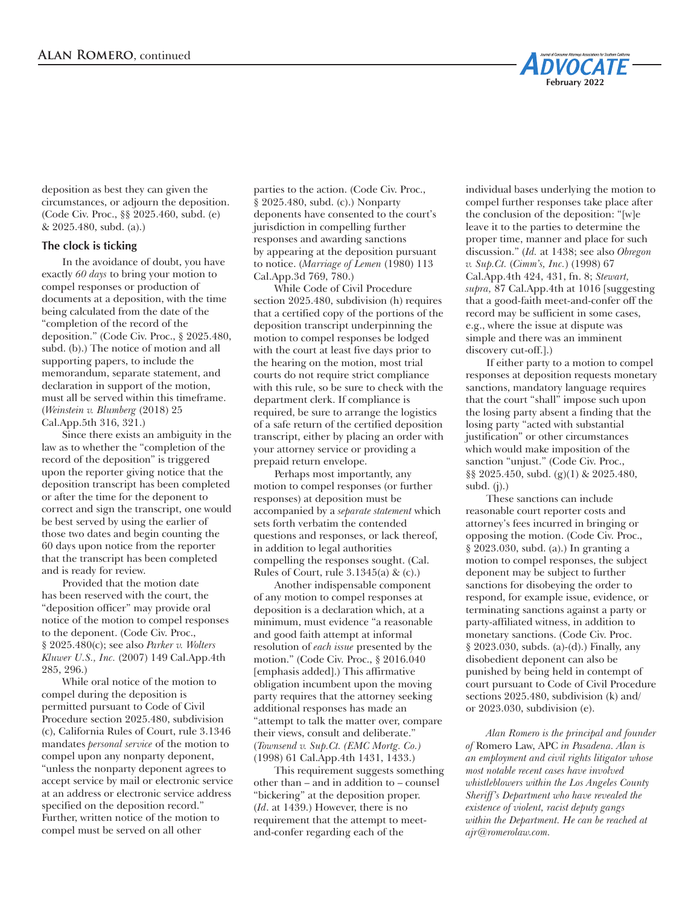deposition as best they can given the circumstances, or adjourn the deposition. (Code Civ. Proc., §§ 2025.460, subd. (e) & 2025.480, subd. (a).)

### The clock is ticking

In the avoidance of doubt, you have exactly *60 days* to bring your motion to compel responses or production of documents at a deposition, with the time being calculated from the date of the "completion of the record of the deposition." (Code Civ. Proc., § 2025.480, subd. (b).) The notice of motion and all supporting papers, to include the memorandum, separate statement, and declaration in support of the motion, must all be served within this timeframe. (*Weinstein v. Blumberg* (2018) 25 Cal.App.5th 316, 321.)

Since there exists an ambiguity in the law as to whether the "completion of the record of the deposition" is triggered upon the reporter giving notice that the deposition transcript has been completed or after the time for the deponent to correct and sign the transcript, one would be best served by using the earlier of those two dates and begin counting the 60 days upon notice from the reporter that the transcript has been completed and is ready for review.

Provided that the motion date has been reserved with the court, the "deposition officer" may provide oral notice of the motion to compel responses to the deponent. (Code Civ. Proc., § 2025.480(c); see also *Parker v. Wolters Kluwer U.S., Inc.* (2007) 149 Cal.App.4th 285, 296.)

While oral notice of the motion to compel during the deposition is permitted pursuant to Code of Civil Procedure section 2025.480, subdivision (c), California Rules of Court, rule 3.1346 mandates *personal service* of the motion to compel upon any nonparty deponent, "unless the nonparty deponent agrees to accept service by mail or electronic service at an address or electronic service address specified on the deposition record." Further, written notice of the motion to compel must be served on all other parties to the action. (Code Civ. Proc., § 2025.480, subd. (c).) Nonparty deponents have consented to the court's jurisdiction in compelling further responses and awarding sanctions by appearing at the deposition pursuant to notice. (*Marriage of Lemen* (1980) 113 Cal.App.3d 769, 780.)

While Code of Civil Procedure section 2025.480, subdivision (h) requires that a certified copy of the portions of the deposition transcript underpinning the motion to compel responses be lodged with the court at least five days prior to the hearing on the motion, most trial courts do not require strict compliance with this rule, so be sure to check with the department clerk. If compliance is required, be sure to arrange the logistics of a safe return of the certified deposition transcript, either by placing an order with your attorney service or providing a prepaid return envelope.

Perhaps most importantly, any motion to compel responses (or further responses) at deposition must be accompanied by a *separate statement* which sets forth verbatim the contended questions and responses, or lack thereof, in addition to legal authorities compelling the responses sought. (Cal. Rules of Court, rule 3.1345(a) & (c).)

Another indispensable component of any motion to compel responses at deposition is a declaration which, at a minimum, must evidence "a reasonable and good faith attempt at informal resolution of *each issue* presented by the motion." (Code Civ. Proc., § 2016.040 [emphasis added].) This affirmative obligation incumbent upon the moving party requires that the attorney seeking additional responses has made an "attempt to talk the matter over, compare their views, consult and deliberate." (*Townsend v. Sup.Ct. (EMC Mortg. Co.)* (1998) 61 Cal.App.4th 1431, 1433.)

This requirement suggests something other than – and in addition to – counsel "bickering" at the deposition proper. (*Id*. at 1439.) However, there is no requirement that the attempt to meet-and-confer regarding each of the individual bases underlying the motion to compel further responses take place after the conclusion of the deposition: "[w]e leave it to the parties to determine the proper time, manner and place for such discussion." (*Id.* at 1438; see also *Obregon v. Sup.Ct.* (*Cimm's, Inc.*) (1998) 67 Cal.App.4th 424, 431, fn. 8; *Stewart, supra,* 87 Cal.App.4th at 1016 [suggesting that a good-faith meet-and-confer off the record may be sufficient in some cases, e.g., where the issue at dispute was simple and there was an imminent discovery cut-off.].)

If either party to a motion to compel responses at deposition requests monetary sanctions, mandatory language requires that the court "shall" impose such upon the losing party absent a finding that the losing party "acted with substantial justification" or other circumstances which would make imposition of the sanction "unjust." (Code Civ. Proc., §§ 2025.450, subd. (g)(1) & 2025.480, subd. (j).)

These sanctions can include reasonable court reporter costs and attorney's fees incurred in bringing or opposing the motion. (Code Civ. Proc., § 2023.030, subd. (a).) In granting a motion to compel responses, the subject deponent may be subject to further sanctions for disobeying the order to respond, for example issue, evidence, or terminating sanctions against a party or party-affiliated witness, in addition to monetary sanctions. (Code Civ. Proc. § 2023.030, subds. (a)-(d).) Finally, any disobedient deponent can also be punished by being held in contempt of court pursuant to Code of Civil Procedure sections 2025.480, subdivision (k) and/or 2023.030, subdivision (e).

*Alan Romero is the principal and founder of* Romero Law, APC *in Pasadena. Alan is an employment and civil rights litigator whose most notable recent cases have involved whistleblowers within the Los Angeles County Sheriff's Department who have revealed the existence of violent, racist deputy gangs within the Department. He can be reached at ajr@romerolaw.com.*